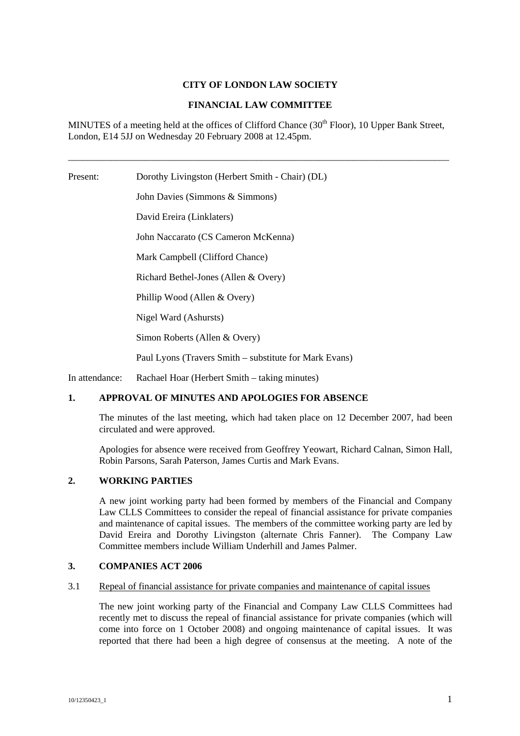**CITY OF LONDON LAW SOCIETY**

**FINANCIAL LAW COMMITTEE**

MINUTES of a meeting held at the offices of Clifford Chance (30th Floor), 10 Upper Bank Street, London, E14 5JJ on Wednesday 20 February 2008 at 12.45pm.

---

Present: Dorothy Livingston (Herbert Smith - Chair) (DL)

John Davies (Simmons & Simmons)

David Ereira (Linklaters)

John Naccarato (CS Cameron McKenna)

Mark Campbell (Clifford Chance)

Richard Bethel-Jones (Allen & Overy)

Phillip Wood (Allen & Overy)

Nigel Ward (Ashursts)

Simon Roberts (Allen & Overy)

Paul Lyons (Travers Smith – substitute for Mark Evans)

In attendance: Rachael Hoar (Herbert Smith – taking minutes)

## 1. APPROVAL OF MINUTES AND APOLOGIES FOR ABSENCE

The minutes of the last meeting, which had taken place on 12 December 2007, had been circulated and were approved.

Apologies for absence were received from Geoffrey Yeowart, Richard Calnan, Simon Hall, Robin Parsons, Sarah Paterson, James Curtis and Mark Evans.

## 2. WORKING PARTIES

A new joint working party had been formed by members of the Financial and Company Law CLLS Committees to consider the repeal of financial assistance for private companies and maintenance of capital issues. The members of the committee working party are led by David Ereira and Dorothy Livingston (alternate Chris Fanner). The Company Law Committee members include William Underhill and James Palmer.

## 3. COMPANIES ACT 2006

3.1 Repeal of financial assistance for private companies and maintenance of capital issues

The new joint working party of the Financial and Company Law CLLS Committees had recently met to discuss the repeal of financial assistance for private companies (which will come into force on 1 October 2008) and ongoing maintenance of capital issues. It was reported that there had been a high degree of consensus at the meeting. A note of the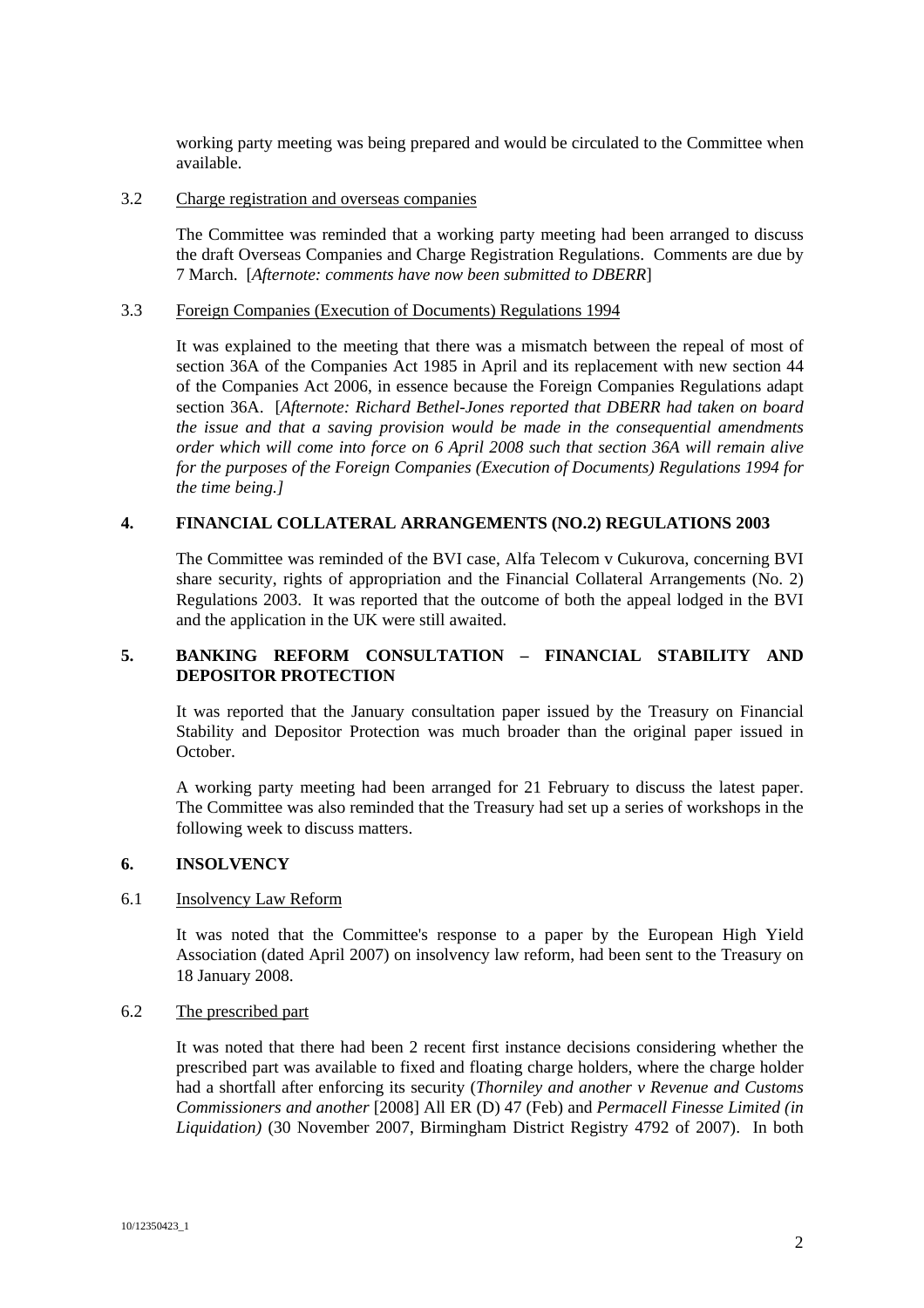working party meeting was being prepared and would be circulated to the Committee when available.

3.2 Charge registration and overseas companies

The Committee was reminded that a working party meeting had been arranged to discuss the draft Overseas Companies and Charge Registration Regulations. Comments are due by 7 March. [*Afternote: comments have now been submitted to DBERR*]

3.3 Foreign Companies (Execution of Documents) Regulations 1994

It was explained to the meeting that there was a mismatch between the repeal of most of section 36A of the Companies Act 1985 in April and its replacement with new section 44 of the Companies Act 2006, in essence because the Foreign Companies Regulations adapt section 36A. [*Afternote: Richard Bethel-Jones reported that DBERR had taken on board the issue and that a saving provision would be made in the consequential amendments order which will come into force on 6 April 2008 such that section 36A will remain alive for the purposes of the Foreign Companies (Execution of Documents) Regulations 1994 for the time being.]*

## 4. FINANCIAL COLLATERAL ARRANGEMENTS (NO.2) REGULATIONS 2003

The Committee was reminded of the BVI case, Alfa Telecom v Cukurova, concerning BVI share security, rights of appropriation and the Financial Collateral Arrangements (No. 2) Regulations 2003. It was reported that the outcome of both the appeal lodged in the BVI and the application in the UK were still awaited.

## 5. BANKING REFORM CONSULTATION – FINANCIAL STABILITY AND DEPOSITOR PROTECTION

It was reported that the January consultation paper issued by the Treasury on Financial Stability and Depositor Protection was much broader than the original paper issued in October.

A working party meeting had been arranged for 21 February to discuss the latest paper. The Committee was also reminded that the Treasury had set up a series of workshops in the following week to discuss matters.

## 6. INSOLVENCY

6.1 Insolvency Law Reform

It was noted that the Committee's response to a paper by the European High Yield Association (dated April 2007) on insolvency law reform, had been sent to the Treasury on 18 January 2008.

6.2 The prescribed part

It was noted that there had been 2 recent first instance decisions considering whether the prescribed part was available to fixed and floating charge holders, where the charge holder had a shortfall after enforcing its security (*Thorniley and another v Revenue and Customs Commissioners and another* [2008] All ER (D) 47 (Feb) and *Permacell Finesse Limited (in Liquidation)* (30 November 2007, Birmingham District Registry 4792 of 2007). In both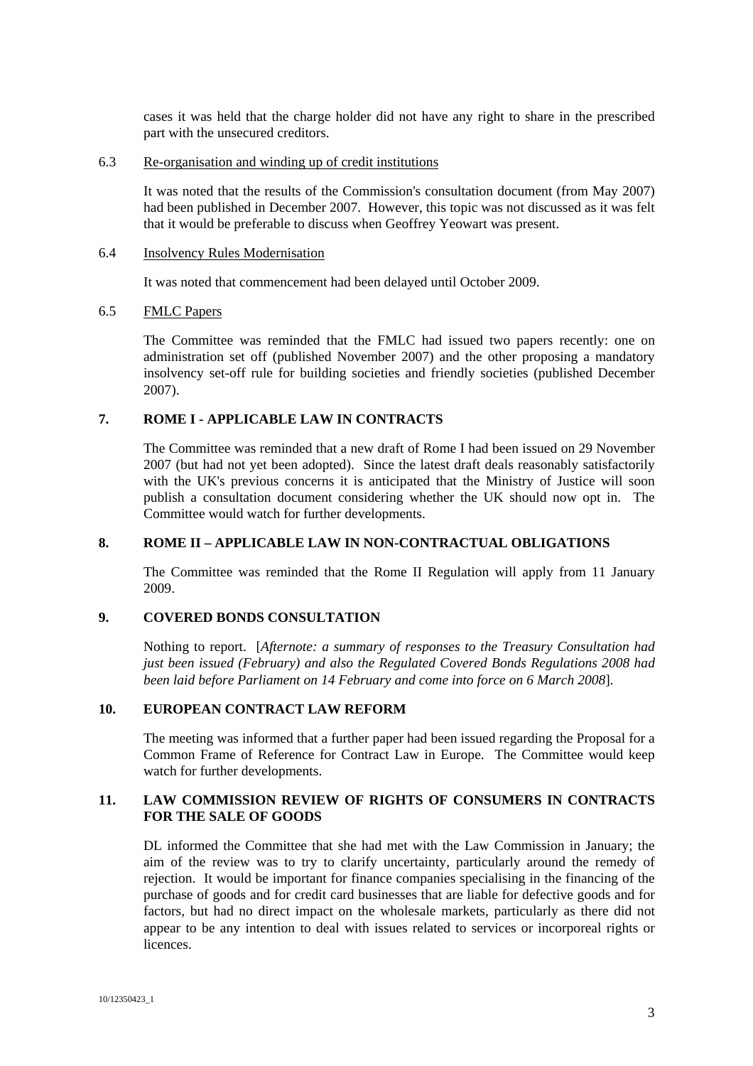cases it was held that the charge holder did not have any right to share in the prescribed part with the unsecured creditors.

6.3 Re-organisation and winding up of credit institutions

It was noted that the results of the Commission's consultation document (from May 2007) had been published in December 2007. However, this topic was not discussed as it was felt that it would be preferable to discuss when Geoffrey Yeowart was present.

6.4 Insolvency Rules Modernisation

It was noted that commencement had been delayed until October 2009.

6.5 FMLC Papers

The Committee was reminded that the FMLC had issued two papers recently: one on administration set off (published November 2007) and the other proposing a mandatory insolvency set-off rule for building societies and friendly societies (published December 2007).

## 7. ROME I - APPLICABLE LAW IN CONTRACTS

The Committee was reminded that a new draft of Rome I had been issued on 29 November 2007 (but had not yet been adopted). Since the latest draft deals reasonably satisfactorily with the UK's previous concerns it is anticipated that the Ministry of Justice will soon publish a consultation document considering whether the UK should now opt in. The Committee would watch for further developments.

## 8. ROME II – APPLICABLE LAW IN NON-CONTRACTUAL OBLIGATIONS

The Committee was reminded that the Rome II Regulation will apply from 11 January 2009.

## 9. COVERED BONDS CONSULTATION

Nothing to report. [*Afternote: a summary of responses to the Treasury Consultation had just been issued (February) and also the Regulated Covered Bonds Regulations 2008 had been laid before Parliament on 14 February and come into force on 6 March 2008*].

## 10. EUROPEAN CONTRACT LAW REFORM

The meeting was informed that a further paper had been issued regarding the Proposal for a Common Frame of Reference for Contract Law in Europe. The Committee would keep watch for further developments.

## 11. LAW COMMISSION REVIEW OF RIGHTS OF CONSUMERS IN CONTRACTS FOR THE SALE OF GOODS

DL informed the Committee that she had met with the Law Commission in January; the aim of the review was to try to clarify uncertainty, particularly around the remedy of rejection. It would be important for finance companies specialising in the financing of the purchase of goods and for credit card businesses that are liable for defective goods and for factors, but had no direct impact on the wholesale markets, particularly as there did not appear to be any intention to deal with issues related to services or incorporeal rights or licences.

10/12350423_1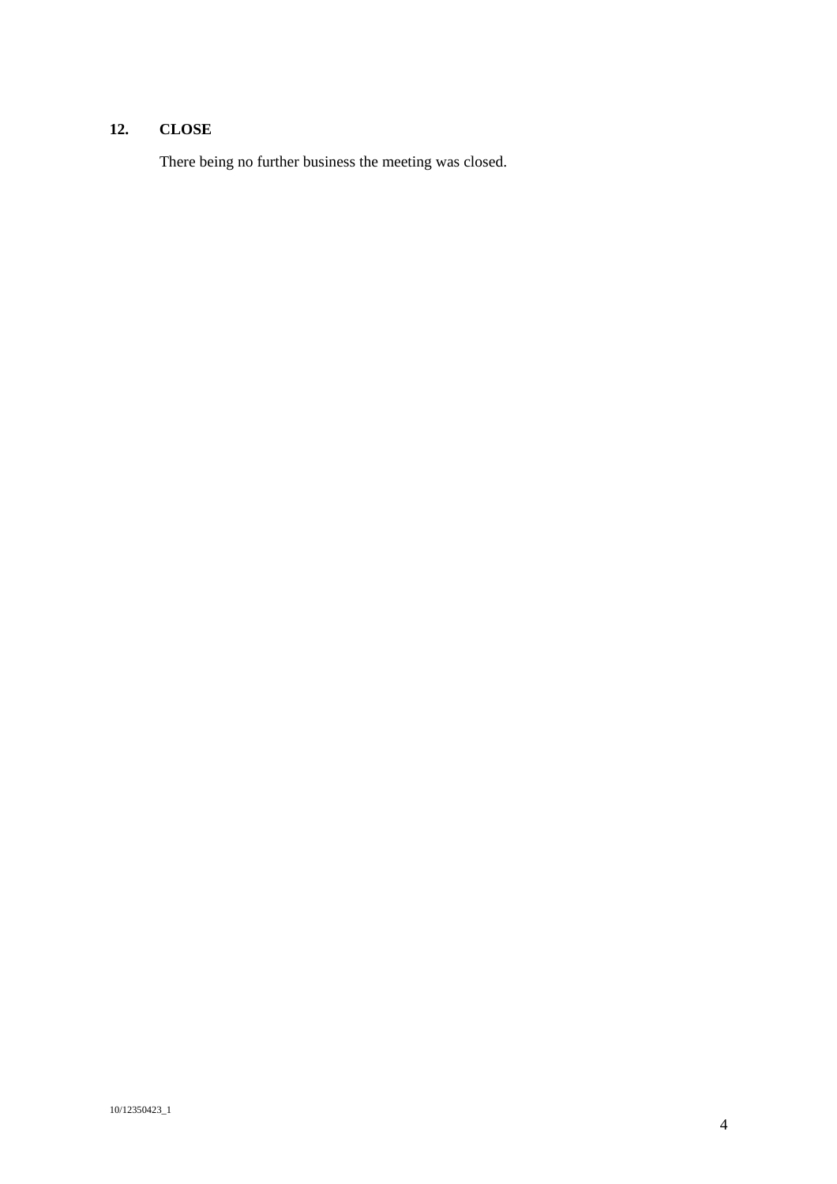## 12. CLOSE

There being no further business the meeting was closed.

10/12350423_1